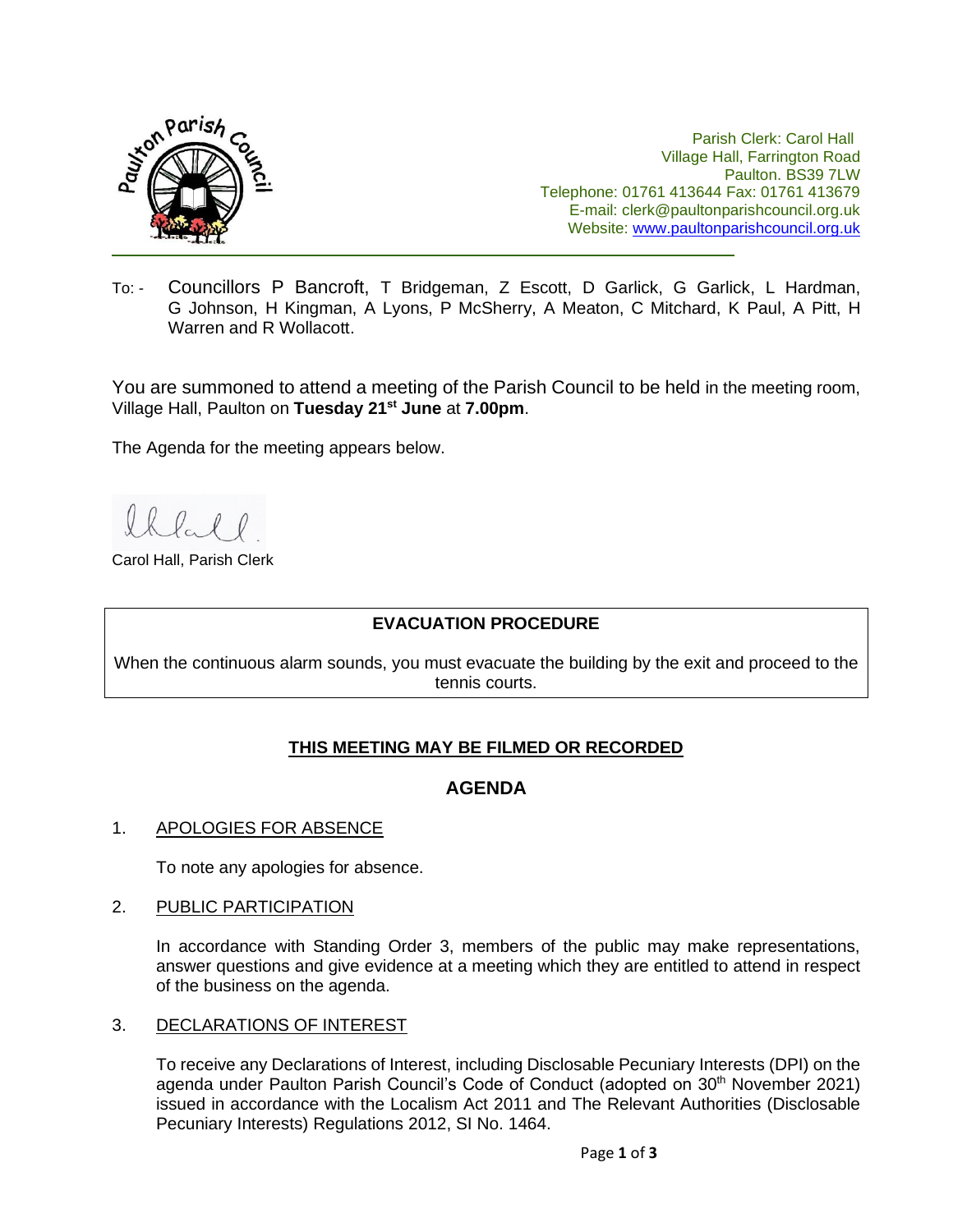Parish Clerk: Carol Hall
Village Hall, Farrington Road
Paulton. BS39 7LW
Telephone: 01761 413644 Fax: 01761 413679
E-mail: clerk@paultonparishcouncil.org.uk
Website: www.paultonparishcouncil.org.uk

To: - Councillors P Bancroft, T Bridgeman, Z Escott, D Garlick, G Garlick, L Hardman, G Johnson, H Kingman, A Lyons, P McSherry, A Meaton, C Mitchard, K Paul, A Pitt, H Warren and R Wollacott.

You are summoned to attend a meeting of the Parish Council to be held in the meeting room, Village Hall, Paulton on **Tuesday 21st June** at **7.00pm**.

The Agenda for the meeting appears below.

Carol Hall, Parish Clerk

**EVACUATION PROCEDURE**

When the continuous alarm sounds, you must evacuate the building by the exit and proceed to the tennis courts.

**THIS MEETING MAY BE FILMED OR RECORDED**

## AGENDA

1. APOLOGIES FOR ABSENCE

   To note any apologies for absence.

2. PUBLIC PARTICIPATION

   In accordance with Standing Order 3, members of the public may make representations, answer questions and give evidence at a meeting which they are entitled to attend in respect of the business on the agenda.

3. DECLARATIONS OF INTEREST

   To receive any Declarations of Interest, including Disclosable Pecuniary Interests (DPI) on the agenda under Paulton Parish Council's Code of Conduct (adopted on 30th November 2021) issued in accordance with the Localism Act 2011 and The Relevant Authorities (Disclosable Pecuniary Interests) Regulations 2012, SI No. 1464.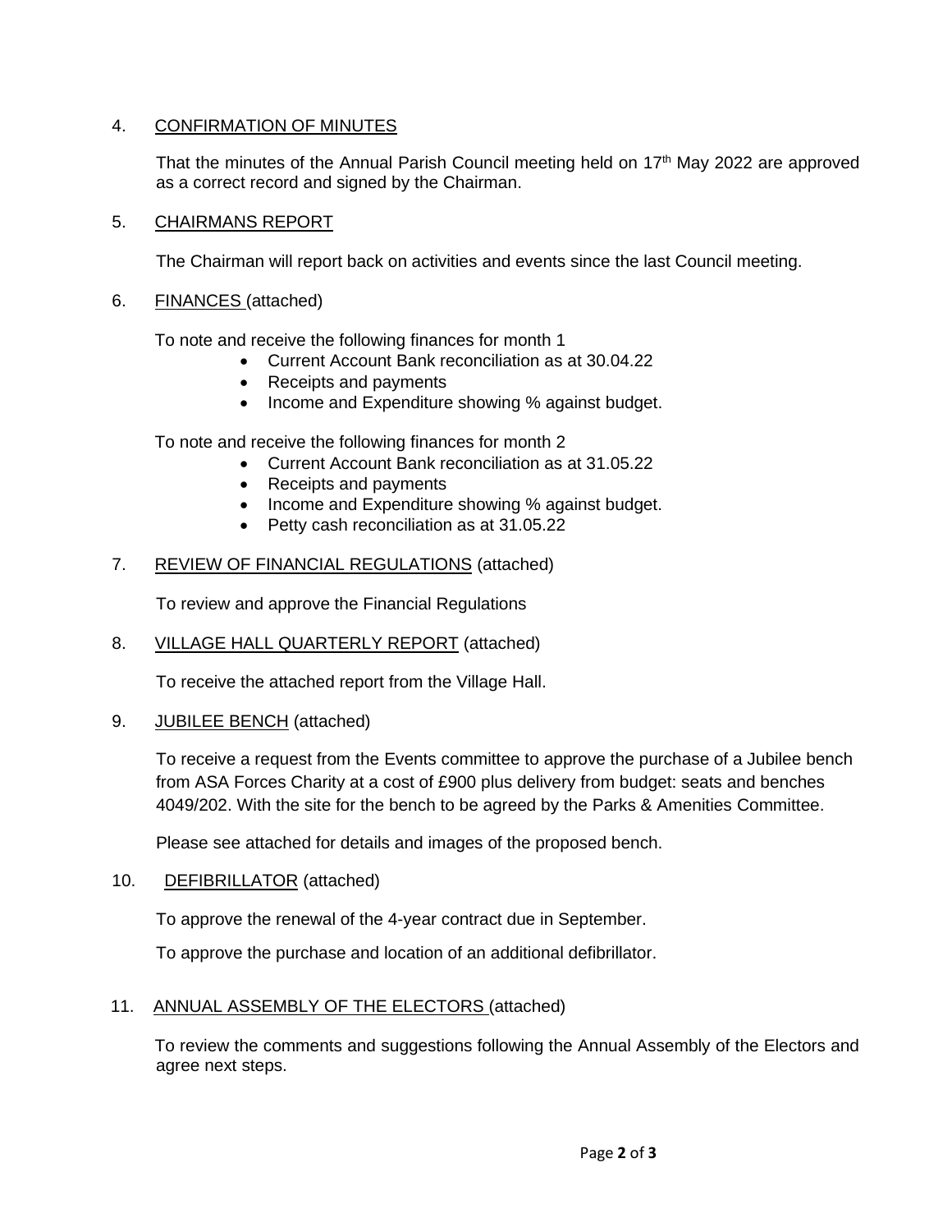4. CONFIRMATION OF MINUTES

That the minutes of the Annual Parish Council meeting held on 17th May 2022 are approved as a correct record and signed by the Chairman.

5. CHAIRMANS REPORT

The Chairman will report back on activities and events since the last Council meeting.

6. FINANCES (attached)

To note and receive the following finances for month 1

- Current Account Bank reconciliation as at 30.04.22
- Receipts and payments
- Income and Expenditure showing % against budget.

To note and receive the following finances for month 2

- Current Account Bank reconciliation as at 31.05.22
- Receipts and payments
- Income and Expenditure showing % against budget.
- Petty cash reconciliation as at 31.05.22

7. REVIEW OF FINANCIAL REGULATIONS (attached)

To review and approve the Financial Regulations

8. VILLAGE HALL QUARTERLY REPORT (attached)

To receive the attached report from the Village Hall.

9. JUBILEE BENCH (attached)

To receive a request from the Events committee to approve the purchase of a Jubilee bench from ASA Forces Charity at a cost of £900 plus delivery from budget: seats and benches 4049/202. With the site for the bench to be agreed by the Parks & Amenities Committee.

Please see attached for details and images of the proposed bench.

10. DEFIBRILLATOR (attached)

To approve the renewal of the 4-year contract due in September.

To approve the purchase and location of an additional defibrillator.

11. ANNUAL ASSEMBLY OF THE ELECTORS (attached)

To review the comments and suggestions following the Annual Assembly of the Electors and agree next steps.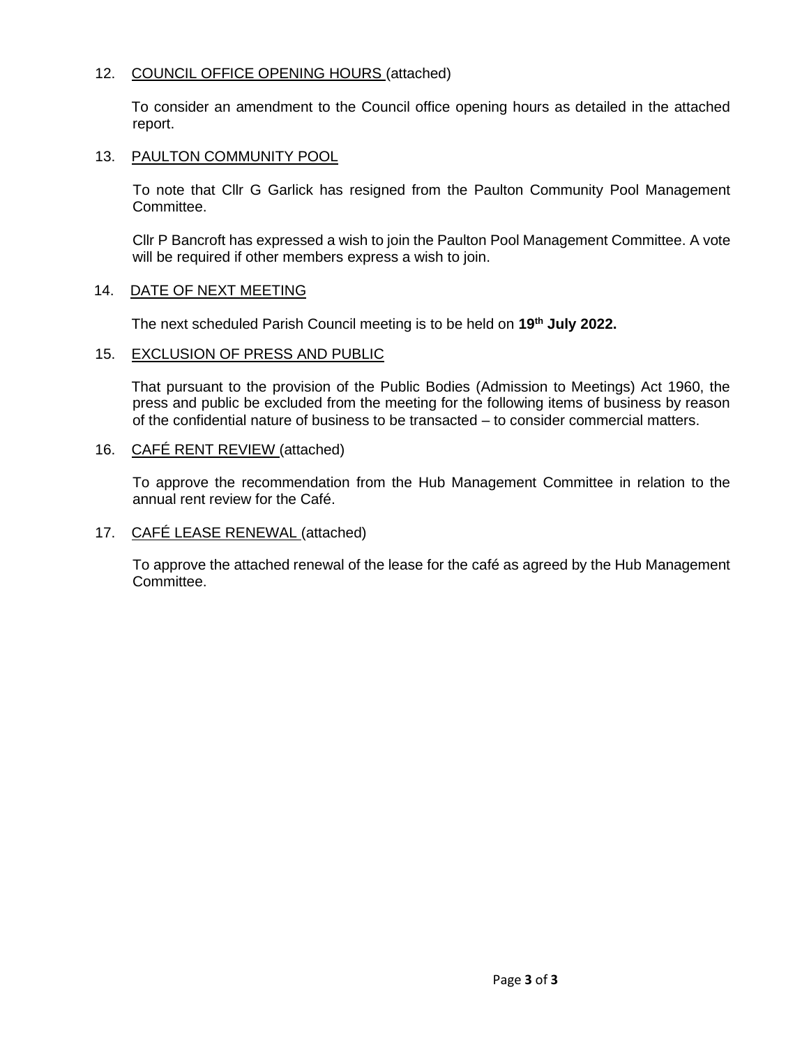12. COUNCIL OFFICE OPENING HOURS (attached)

    To consider an amendment to the Council office opening hours as detailed in the attached report.

13. PAULTON COMMUNITY POOL

    To note that Cllr G Garlick has resigned from the Paulton Community Pool Management Committee.

    Cllr P Bancroft has expressed a wish to join the Paulton Pool Management Committee. A vote will be required if other members express a wish to join.

14. DATE OF NEXT MEETING

    The next scheduled Parish Council meeting is to be held on **19th July 2022.**

15. EXCLUSION OF PRESS AND PUBLIC

    That pursuant to the provision of the Public Bodies (Admission to Meetings) Act 1960, the press and public be excluded from the meeting for the following items of business by reason of the confidential nature of business to be transacted – to consider commercial matters.

16. CAFÉ RENT REVIEW (attached)

    To approve the recommendation from the Hub Management Committee in relation to the annual rent review for the Café.

17. CAFÉ LEASE RENEWAL (attached)

    To approve the attached renewal of the lease for the café as agreed by the Hub Management Committee.